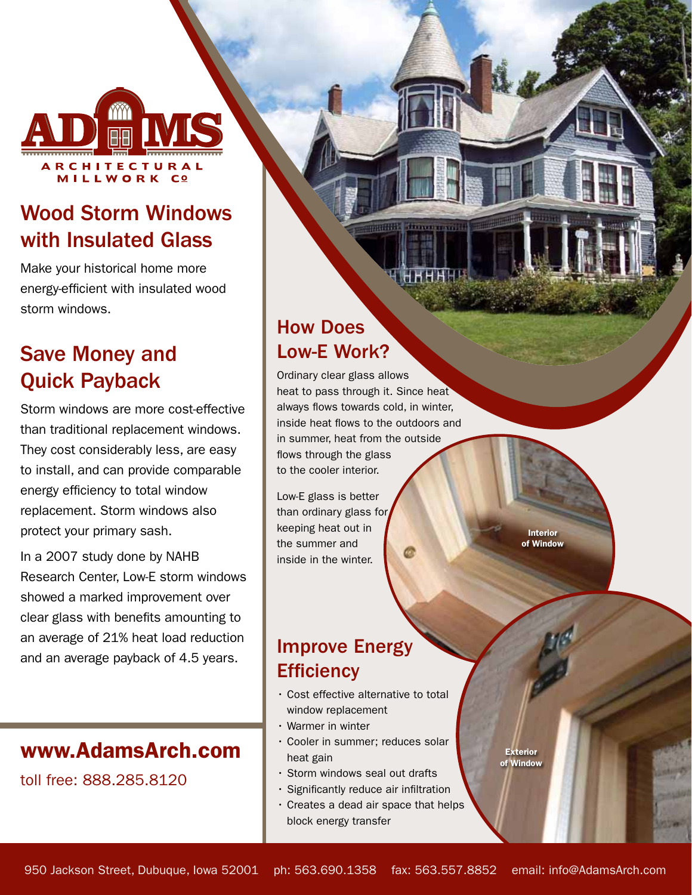ADAMS ARCHITECTURAL MILLWORK Co

# Wood Storm Windows with Insulated Glass

Make your historical home more energy-efficient with insulated wood storm windows.

## Save Money and Quick Payback

Storm windows are more cost-effective than traditional replacement windows. They cost considerably less, are easy to install, and can provide comparable energy efficiency to total window replacement. Storm windows also protect your primary sash.

In a 2007 study done by NAHB Research Center, Low-E storm windows showed a marked improvement over clear glass with benefits amounting to an average of 21% heat load reduction and an average payback of 4.5 years.

## How Does Low-E Work?

Ordinary clear glass allows heat to pass through it. Since heat always flows towards cold, in winter, inside heat flows to the outdoors and in summer, heat from the outside flows through the glass to the cooler interior.

Low-E glass is better than ordinary glass for keeping heat out in the summer and inside in the winter.

Interior of Window

## Improve Energy Efficiency

- Cost effective alternative to total window replacement
- Warmer in winter
- Cooler in summer; reduces solar heat gain
- Storm windows seal out drafts
- Significantly reduce air infiltration
- Creates a dead air space that helps block energy transfer

Exterior of Window

**www.AdamsArch.com**

toll free: 888.285.8120

950 Jackson Street, Dubuque, Iowa 52001 ph: 563.690.1358 fax: 563.557.8852 email: info@AdamsArch.com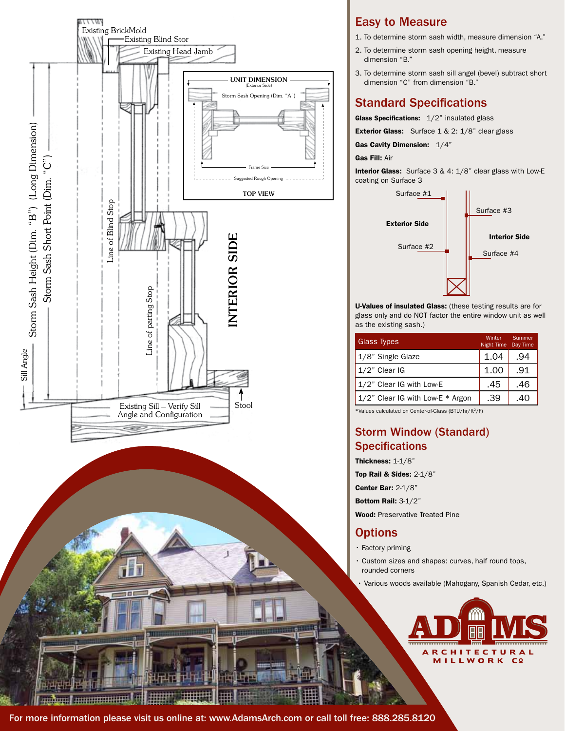Existing BrickMold
Existing Blind Stor
Existing Head Jamb

UNIT DIMENSION
(Exterior Side)
Storm Sash Opening (Dim. "A")
Frame Size
Suggested Rough Opening
TOP VIEW

Storm Sash Height (Dim. "B") (Long Dimension)
Storm Sash Short Point (Dim. "C")
Sill Angle
Line of Blind Stop
Line of parting Stop
INTERIOR SIDE
Existing Sill – Verify Sill Angle and Configuration
Stool

## Easy to Measure

1. To determine storm sash width, measure dimension "A."
2. To determine storm sash opening height, measure dimension "B."
3. To determine storm sash sill angel (bevel) subtract short dimension "C" from dimension "B."

## Standard Specifications

**Glass Specifications:** 1/2" insulated glass

**Exterior Glass:** Surface 1 & 2: 1/8" clear glass

**Gas Cavity Dimension:** 1/4"

**Gas Fill:** Air

**Interior Glass:** Surface 3 & 4: 1/8" clear glass with Low-E coating on Surface 3

Surface #1
Surface #2
Surface #3
Surface #4
Exterior Side
Interior Side

**U-Values of insulated Glass:** (these testing results are for glass only and do NOT factor the entire window unit as well as the existing sash.)

| Glass Types | Winter Night Time | Summer Day Time |
|---|---|---|
| 1/8" Single Glaze | 1.04 | .94 |
| 1/2" Clear IG | 1.00 | .91 |
| 1/2" Clear IG with Low-E | .45 | .46 |
| 1/2" Clear IG with Low-E * Argon | .39 | .40 |

*Values calculated on Center-of-Glass (BTU/hr/ft²/F)

## Storm Window (Standard) Specifications

**Thickness:** 1-1/8"

**Top Rail & Sides:** 2-1/8"

**Center Bar:** 2-1/8"

**Bottom Rail:** 3-1/2"

**Wood:** Preservative Treated Pine

## Options

- Factory priming
- Custom sizes and shapes: curves, half round tops, rounded corners
- Various woods available (Mahogany, Spanish Cedar, etc.)

ADAMS ARCHITECTURAL MILLWORK Co

For more information please visit us online at: www.AdamsArch.com or call toll free: 888.285.8120